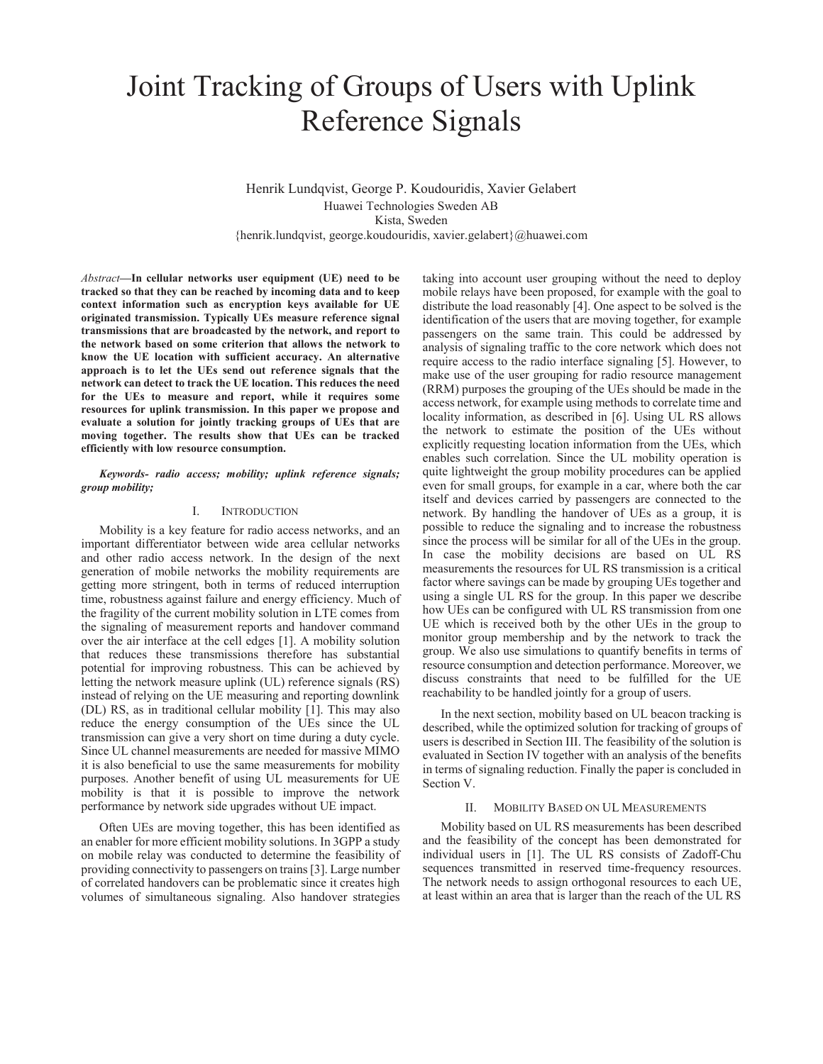# Joint Tracking of Groups of Users with Uplink Reference Signals

Henrik Lundqvist, George P. Koudouridis, Xavier Gelabert

Huawei Technologies Sweden AB

Kista, Sweden

{henrik.lundqvist, george.koudouridis, xavier.gelabert}@huawei.com

*Abstract*—**In cellular networks user equipment (UE) need to be tracked so that they can be reached by incoming data and to keep context information such as encryption keys available for UE originated transmission. Typically UEs measure reference signal transmissions that are broadcasted by the network, and report to the network based on some criterion that allows the network to know the UE location with sufficient accuracy. An alternative approach is to let the UEs send out reference signals that the network can detect to track the UE location. This reduces the need for the UEs to measure and report, while it requires some resources for uplink transmission. In this paper we propose and evaluate a solution for jointly tracking groups of UEs that are moving together. The results show that UEs can be tracked efficiently with low resource consumption.**

***Keywords- radio access; mobility; uplink reference signals; group mobility;***

## I. Introduction

Mobility is a key feature for radio access networks, and an important differentiator between wide area cellular networks and other radio access network. In the design of the next generation of mobile networks the mobility requirements are getting more stringent, both in terms of reduced interruption time, robustness against failure and energy efficiency. Much of the fragility of the current mobility solution in LTE comes from the signaling of measurement reports and handover command over the air interface at the cell edges [1]. A mobility solution that reduces these transmissions therefore has substantial potential for improving robustness. This can be achieved by letting the network measure uplink (UL) reference signals (RS) instead of relying on the UE measuring and reporting downlink (DL) RS, as in traditional cellular mobility [1]. This may also reduce the energy consumption of the UEs since the UL transmission can give a very short on time during a duty cycle. Since UL channel measurements are needed for massive MIMO it is also beneficial to use the same measurements for mobility purposes. Another benefit of using UL measurements for UE mobility is that it is possible to improve the network performance by network side upgrades without UE impact.

Often UEs are moving together, this has been identified as an enabler for more efficient mobility solutions. In 3GPP a study on mobile relay was conducted to determine the feasibility of providing connectivity to passengers on trains [3]. Large number of correlated handovers can be problematic since it creates high volumes of simultaneous signaling. Also handover strategies taking into account user grouping without the need to deploy mobile relays have been proposed, for example with the goal to distribute the load reasonably [4]. One aspect to be solved is the identification of the users that are moving together, for example passengers on the same train. This could be addressed by analysis of signaling traffic to the core network which does not require access to the radio interface signaling [5]. However, to make use of the user grouping for radio resource management (RRM) purposes the grouping of the UEs should be made in the access network, for example using methods to correlate time and locality information, as described in [6]. Using UL RS allows the network to estimate the position of the UEs without explicitly requesting location information from the UEs, which enables such correlation. Since the UL mobility operation is quite lightweight the group mobility procedures can be applied even for small groups, for example in a car, where both the car itself and devices carried by passengers are connected to the network. By handling the handover of UEs as a group, it is possible to reduce the signaling and to increase the robustness since the process will be similar for all of the UEs in the group. In case the mobility decisions are based on UL RS measurements the resources for UL RS transmission is a critical factor where savings can be made by grouping UEs together and using a single UL RS for the group. In this paper we describe how UEs can be configured with UL RS transmission from one UE which is received both by the other UEs in the group to monitor group membership and by the network to track the group. We also use simulations to quantify benefits in terms of resource consumption and detection performance. Moreover, we discuss constraints that need to be fulfilled for the UE reachability to be handled jointly for a group of users.

In the next section, mobility based on UL beacon tracking is described, while the optimized solution for tracking of groups of users is described in Section III. The feasibility of the solution is evaluated in Section IV together with an analysis of the benefits in terms of signaling reduction. Finally the paper is concluded in Section V.

## II. Mobility Based on UL Measurements

Mobility based on UL RS measurements has been described and the feasibility of the concept has been demonstrated for individual users in [1]. The UL RS consists of Zadoff-Chu sequences transmitted in reserved time-frequency resources. The network needs to assign orthogonal resources to each UE, at least within an area that is larger than the reach of the UL RS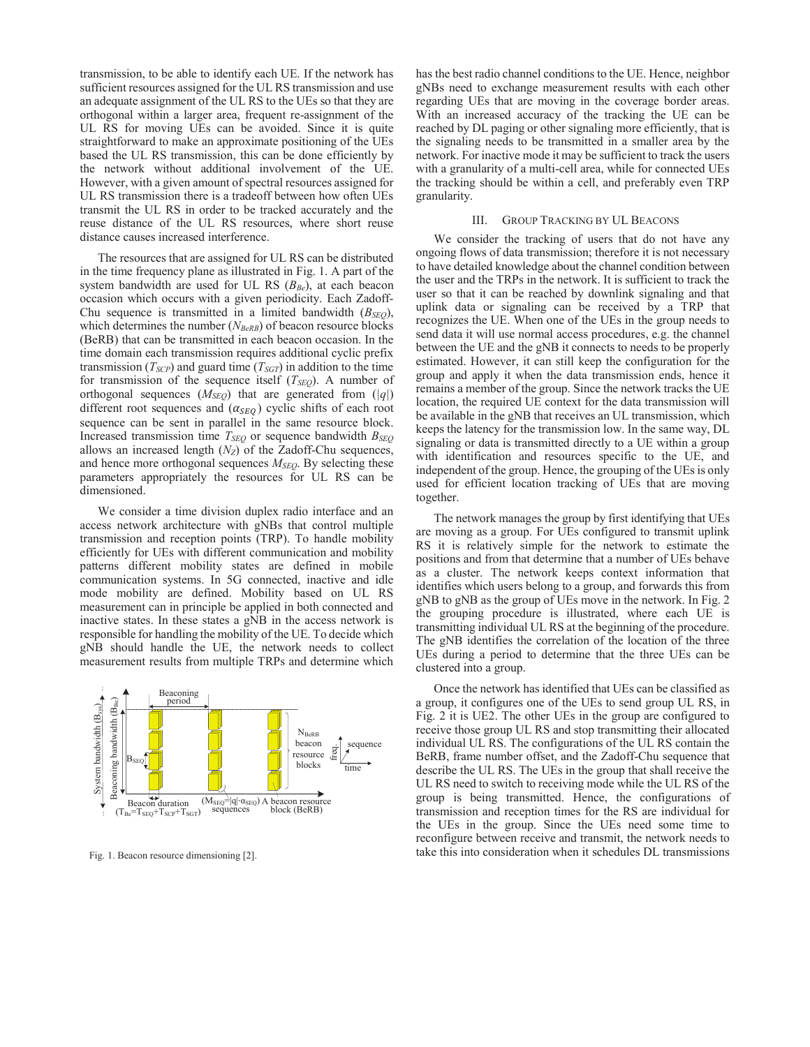transmission, to be able to identify each UE. If the network has sufficient resources assigned for the UL RS transmission and use an adequate assignment of the UL RS to the UEs so that they are orthogonal within a larger area, frequent re-assignment of the UL RS for moving UEs can be avoided. Since it is quite straightforward to make an approximate positioning of the UEs based the UL RS transmission, this can be done efficiently by the network without additional involvement of the UE. However, with a given amount of spectral resources assigned for UL RS transmission there is a tradeoff between how often UEs transmit the UL RS in order to be tracked accurately and the reuse distance of the UL RS resources, where short reuse distance causes increased interference.

The resources that are assigned for UL RS can be distributed in the time frequency plane as illustrated in Fig. 1. A part of the system bandwidth are used for UL RS ($B_{Be}$), at each beacon occasion which occurs with a given periodicity. Each Zadoff-Chu sequence is transmitted in a limited bandwidth ($B_{SEQ}$), which determines the number ($N_{BeRB}$) of beacon resource blocks (BeRB) that can be transmitted in each beacon occasion. In the time domain each transmission requires additional cyclic prefix transmission ($T_{SCP}$) and guard time ($T_{SGT}$) in addition to the time for transmission of the sequence itself ($T_{SEQ}$). A number of orthogonal sequences ($M_{SEQ}$) that are generated from ($|q|$) different root sequences and ($\alpha_{SEQ}$) cyclic shifts of each root sequence can be sent in parallel in the same resource block. Increased transmission time $T_{SEQ}$ or sequence bandwidth $B_{SEQ}$ allows an increased length ($N_Z$) of the Zadoff-Chu sequences, and hence more orthogonal sequences $M_{SEQ}$. By selecting these parameters appropriately the resources for UL RS can be dimensioned.

We consider a time division duplex radio interface and an access network architecture with gNBs that control multiple transmission and reception points (TRP). To handle mobility efficiently for UEs with different communication and mobility patterns different mobility states are defined in mobile communication systems. In 5G connected, inactive and idle mode mobility are defined. Mobility based on UL RS measurement can in principle be applied in both connected and inactive states. In these states a gNB in the access network is responsible for handling the mobility of the UE. To decide which gNB should handle the UE, the network needs to collect measurement results from multiple TRPs and determine which

System bandwidth ($B_{sys}$)
Beaconing bandwidth ($B_{Be}$)
Beaconing period
$B_{SEQ}$
$N_{BeRB}$ beacon resource blocks
freq.
sequence
time
Beacon duration ($T_{Be}=T_{SEQ}+T_{SCP}+T_{SGT}$)
($M_{SEQ}=|q|\cdot\alpha_{SEQ}$) sequences
A beacon resource block (BeRB)

Fig. 1. Beacon resource dimensioning [2].

has the best radio channel conditions to the UE. Hence, neighbor gNBs need to exchange measurement results with each other regarding UEs that are moving in the coverage border areas. With an increased accuracy of the tracking the UE can be reached by DL paging or other signaling more efficiently, that is the signaling needs to be transmitted in a smaller area by the network. For inactive mode it may be sufficient to track the users with a granularity of a multi-cell area, while for connected UEs the tracking should be within a cell, and preferably even TRP granularity.

## III. Group Tracking by UL Beacons

We consider the tracking of users that do not have any ongoing flows of data transmission; therefore it is not necessary to have detailed knowledge about the channel condition between the user and the TRPs in the network. It is sufficient to track the user so that it can be reached by downlink signaling and that uplink data or signaling can be received by a TRP that recognizes the UE. When one of the UEs in the group needs to send data it will use normal access procedures, e.g. the channel between the UE and the gNB it connects to needs to be properly estimated. However, it can still keep the configuration for the group and apply it when the data transmission ends, hence it remains a member of the group. Since the network tracks the UE location, the required UE context for the data transmission will be available in the gNB that receives an UL transmission, which keeps the latency for the transmission low. In the same way, DL signaling or data is transmitted directly to a UE within a group with identification and resources specific to the UE, and independent of the group. Hence, the grouping of the UEs is only used for efficient location tracking of UEs that are moving together.

The network manages the group by first identifying that UEs are moving as a group. For UEs configured to transmit uplink RS it is relatively simple for the network to estimate the positions and from that determine that a number of UEs behave as a cluster. The network keeps context information that identifies which users belong to a group, and forwards this from gNB to gNB as the group of UEs move in the network. In Fig. 2 the grouping procedure is illustrated, where each UE is transmitting individual UL RS at the beginning of the procedure. The gNB identifies the correlation of the location of the three UEs during a period to determine that the three UEs can be clustered into a group.

Once the network has identified that UEs can be classified as a group, it configures one of the UEs to send group UL RS, in Fig. 2 it is UE2. The other UEs in the group are configured to receive those group UL RS and stop transmitting their allocated individual UL RS. The configurations of the UL RS contain the BeRB, frame number offset, and the Zadoff-Chu sequence that describe the UL RS. The UEs in the group that shall receive the UL RS need to switch to receiving mode while the UL RS of the group is being transmitted. Hence, the configurations of transmission and reception times for the RS are individual for the UEs in the group. Since the UEs need some time to reconfigure between receive and transmit, the network needs to take this into consideration when it schedules DL transmissions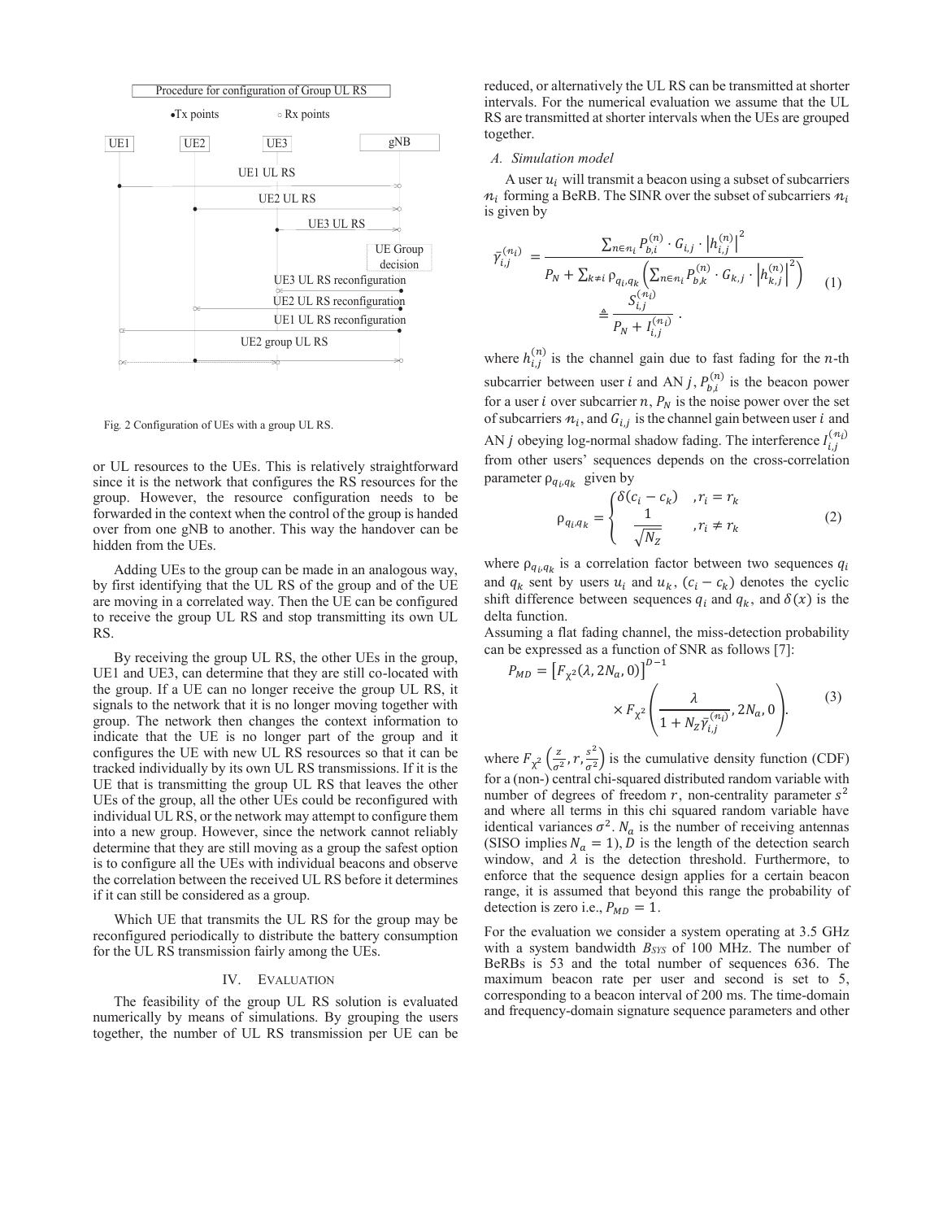Procedure for configuration of Group UL RS

•Tx points ○ Rx points

UE1 UE2 UE3 gNB

UE1 UL RS

UE2 UL RS

UE3 UL RS

UE Group decision

UE3 UL RS reconfiguration

UE2 UL RS reconfiguration

UE1 UL RS reconfiguration

UE2 group UL RS

Fig. 2 Configuration of UEs with a group UL RS.

or UL resources to the UEs. This is relatively straightforward since it is the network that configures the RS resources for the group. However, the resource configuration needs to be forwarded in the context when the control of the group is handed over from one gNB to another. This way the handover can be hidden from the UEs.

Adding UEs to the group can be made in an analogous way, by first identifying that the UL RS of the group and of the UE are moving in a correlated way. Then the UE can be configured to receive the group UL RS and stop transmitting its own UL RS.

By receiving the group UL RS, the other UEs in the group, UE1 and UE3, can determine that they are still co-located with the group. If a UE can no longer receive the group UL RS, it signals to the network that it is no longer moving together with group. The network then changes the context information to indicate that the UE is no longer part of the group and it configures the UE with new UL RS resources so that it can be tracked individually by its own UL RS transmissions. If it is the UE that is transmitting the group UL RS that leaves the other UEs of the group, all the other UEs could be reconfigured with individual UL RS, or the network may attempt to configure them into a new group. However, since the network cannot reliably determine that they are still moving as a group the safest option is to configure all the UEs with individual beacons and observe the correlation between the received UL RS before it determines if it can still be considered as a group.

Which UE that transmits the UL RS for the group may be reconfigured periodically to distribute the battery consumption for the UL RS transmission fairly among the UEs.

## IV. Evaluation

The feasibility of the group UL RS solution is evaluated numerically by means of simulations. By grouping the users together, the number of UL RS transmission per UE can be reduced, or alternatively the UL RS can be transmitted at shorter intervals. For the numerical evaluation we assume that the UL RS are transmitted at shorter intervals when the UEs are grouped together.

### A. Simulation model

A user $u_i$ will transmit a beacon using a subset of subcarriers $n_i$ forming a BeRB. The SINR over the subset of subcarriers $n_i$ is given by

$$\bar{\gamma}_{i,j}^{(n_i)} = \frac{\sum_{n\in n_i} P_{b,i}^{(n)} \cdot G_{i,j} \cdot \left|h_{i,j}^{(n)}\right|^2}{P_N + \sum_{k\neq i} \rho_{q_i,q_k}\left(\sum_{n\in n_i} P_{b,k}^{(n)} \cdot G_{k,j} \cdot \left|h_{k,j}^{(n)}\right|^2\right)} \triangleq \frac{S_{i,j}^{(n_i)}}{P_N + I_{i,j}^{(n_i)}} . \quad (1)$$

where $h_{i,j}^{(n)}$ is the channel gain due to fast fading for the $n$-th subcarrier between user $i$ and AN $j$, $P_{b,i}^{(n)}$ is the beacon power for a user $i$ over subcarrier $n$, $P_N$ is the noise power over the set of subcarriers $n_i$, and $G_{i,j}$ is the channel gain between user $i$ and AN $j$ obeying log-normal shadow fading. The interference $I_{i,j}^{(n_i)}$ from other users' sequences depends on the cross-correlation parameter $\rho_{q_i,q_k}$ given by

$$\rho_{q_i,q_k} = \begin{cases} \delta(c_i - c_k) & ,r_i = r_k \\ \dfrac{1}{\sqrt{N_Z}} & ,r_i \neq r_k \end{cases} \quad (2)$$

where $\rho_{q_i,q_k}$ is a correlation factor between two sequences $q_i$ and $q_k$ sent by users $u_i$ and $u_k$, $(c_i - c_k)$ denotes the cyclic shift difference between sequences $q_i$ and $q_k$, and $\delta(x)$ is the delta function.

Assuming a flat fading channel, the miss-detection probability can be expressed as a function of SNR as follows [7]:

$$P_{MD} = \left[F_{\chi^2}(\lambda, 2N_a, 0)\right]^{D-1} \times F_{\chi^2}\left(\frac{\lambda}{1 + N_Z\bar{\gamma}_{i,j}^{(n_i)}}, 2N_a, 0\right). \quad (3)$$

where $F_{\chi^2}\left(\frac{z}{\sigma^2}, r, \frac{s^2}{\sigma^2}\right)$ is the cumulative density function (CDF) for a (non-) central chi-squared distributed random variable with number of degrees of freedom $r$, non-centrality parameter $s^2$ and where all terms in this chi squared random variable have identical variances $\sigma^2$. $N_a$ is the number of receiving antennas (SISO implies $N_a = 1$), $D$ is the length of the detection search window, and $\lambda$ is the detection threshold. Furthermore, to enforce that the sequence design applies for a certain beacon range, it is assumed that beyond this range the probability of detection is zero i.e., $P_{MD} = 1$.

For the evaluation we consider a system operating at 3.5 GHz with a system bandwidth $B_{SYS}$ of 100 MHz. The number of BeRBs is 53 and the total number of sequences 636. The maximum beacon rate per user and second is set to 5, corresponding to a beacon interval of 200 ms. The time-domain and frequency-domain signature sequence parameters and other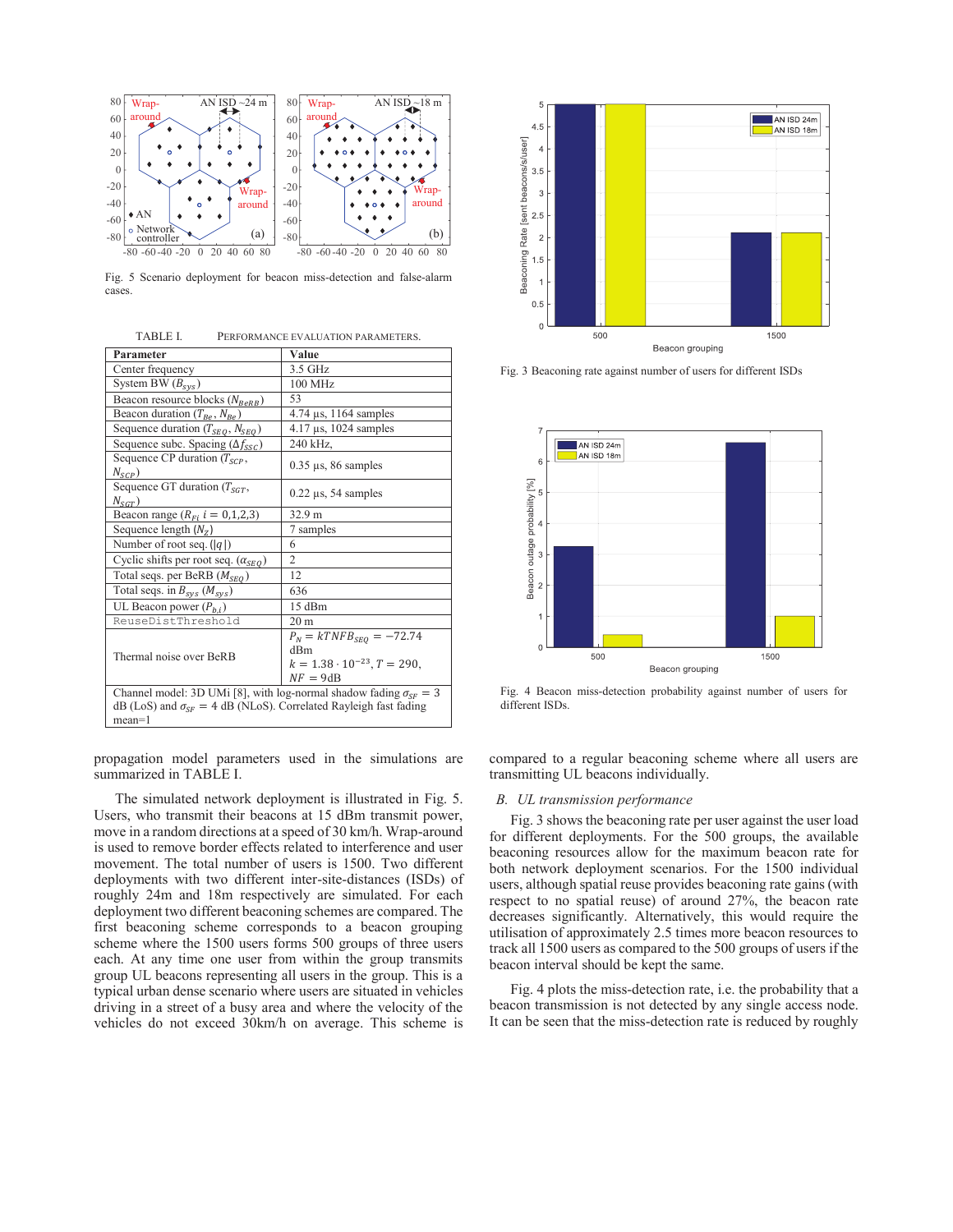Fig. 5 Scenario deployment for beacon miss-detection and false-alarm cases.

TABLE I. PERFORMANCE EVALUATION PARAMETERS.

| Parameter | Value |
| --- | --- |
| Center frequency | 3.5 GHz |
| System BW ($B_{sys}$) | 100 MHz |
| Beacon resource blocks ($N_{BeRB}$) | 53 |
| Beacon duration ($T_{Be}$, $N_{Be}$) | 4.74 µs, 1164 samples |
| Sequence duration ($T_{SEQ}$, $N_{SEQ}$) | 4.17 µs, 1024 samples |
| Sequence subc. Spacing ($\Delta f_{SSC}$) | 240 kHz, |
| Sequence CP duration ($T_{SCP}$, $N_{SCP}$) | 0.35 µs, 86 samples |
| Sequence GT duration ($T_{SGT}$, $N_{SGT}$) | 0.22 µs, 54 samples |
| Beacon range ($R_{Fi}$ $i = 0,1,2,3$) | 32.9 m |
| Sequence length ($N_Z$) | 7 samples |
| Number of root seq. ($\|q\|$) | 6 |
| Cyclic shifts per root seq. ($\alpha_{SEQ}$) | 2 |
| Total seqs. per BeRB ($M_{SEQ}$) | 12 |
| Total seqs. in $B_{sys}$ ($M_{sys}$) | 636 |
| UL Beacon power ($P_{b,i}$) | 15 dBm |
| ReuseDistThreshold | 20 m |
| Thermal noise over BeRB | $P_N = kTNFB_{SEQ} = -72.74$ dBm $k = 1.38 \cdot 10^{-23}$, $T = 290$, $NF = 9$dB |
| Channel model: 3D UMi [8], with log-normal shadow fading $\sigma_{SF} = 3$ dB (LoS) and $\sigma_{SF} = 4$ dB (NLoS). Correlated Rayleigh fast fading mean=1 | |

propagation model parameters used in the simulations are summarized in TABLE I.

The simulated network deployment is illustrated in Fig. 5. Users, who transmit their beacons at 15 dBm transmit power, move in a random directions at a speed of 30 km/h. Wrap-around is used to remove border effects related to interference and user movement. The total number of users is 1500. Two different deployments with two different inter-site-distances (ISDs) of roughly 24m and 18m respectively are simulated. For each deployment two different beaconing schemes are compared. The first beaconing scheme corresponds to a beacon grouping scheme where the 1500 users forms 500 groups of three users each. At any time one user from within the group transmits group UL beacons representing all users in the group. This is a typical urban dense scenario where users are situated in vehicles driving in a street of a busy area and where the velocity of the vehicles do not exceed 30km/h on average. This scheme is compared to a regular beaconing scheme where all users are transmitting UL beacons individually.

Fig. 3 Beaconing rate against number of users for different ISDs

Fig. 4 Beacon miss-detection probability against number of users for different ISDs.

### B. UL transmission performance

Fig. 3 shows the beaconing rate per user against the user load for different deployments. For the 500 groups, the available beaconing resources allow for the maximum beacon rate for both network deployment scenarios. For the 1500 individual users, although spatial reuse provides beaconing rate gains (with respect to no spatial reuse) of around 27%, the beacon rate decreases significantly. Alternatively, this would require the utilisation of approximately 2.5 times more beacon resources to track all 1500 users as compared to the 500 groups of users if the beacon interval should be kept the same.

Fig. 4 plots the miss-detection rate, i.e. the probability that a beacon transmission is not detected by any single access node. It can be seen that the miss-detection rate is reduced by roughly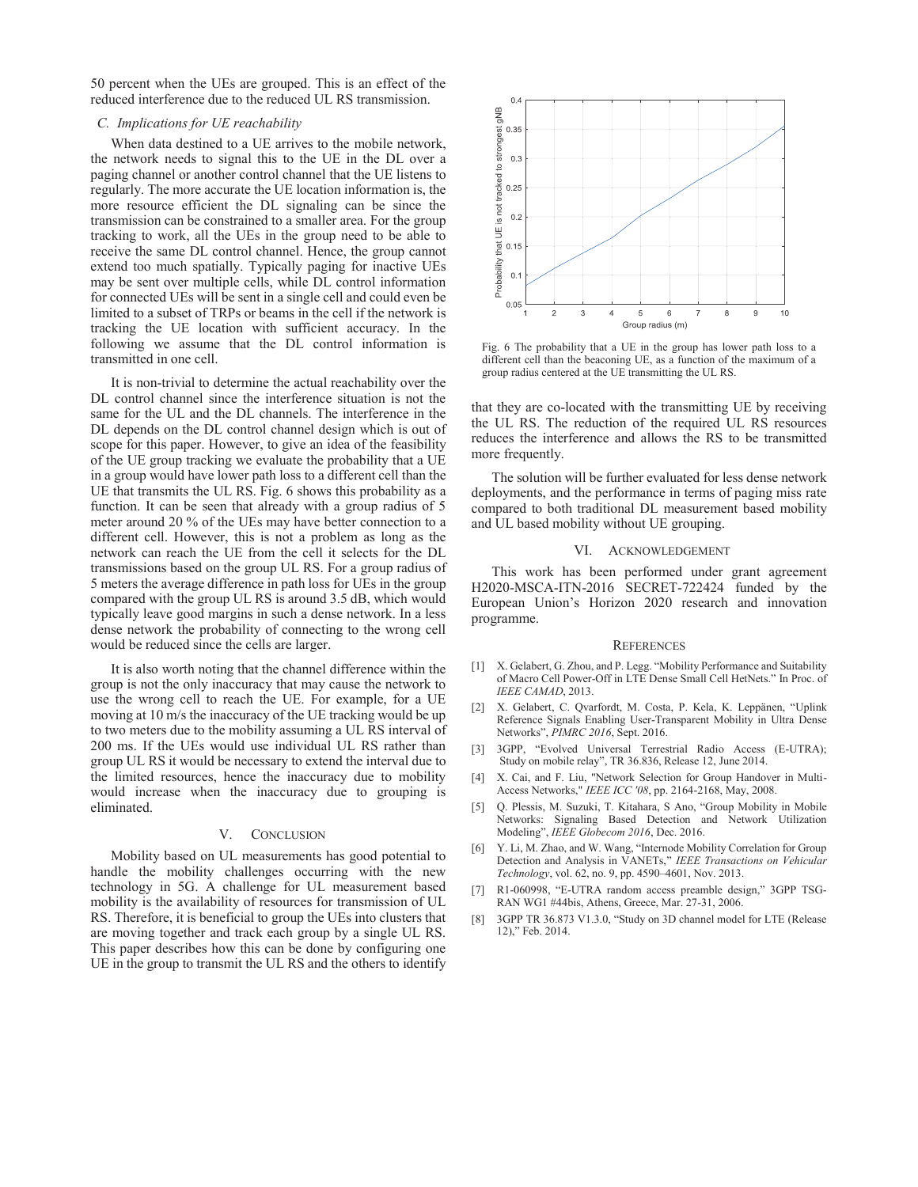50 percent when the UEs are grouped. This is an effect of the reduced interference due to the reduced UL RS transmission.

### C. Implications for UE reachability

When data destined to a UE arrives to the mobile network, the network needs to signal this to the UE in the DL over a paging channel or another control channel that the UE listens to regularly. The more accurate the UE location information is, the more resource efficient the DL signaling can be since the transmission can be constrained to a smaller area. For the group tracking to work, all the UEs in the group need to be able to receive the same DL control channel. Hence, the group cannot extend too much spatially. Typically paging for inactive UEs may be sent over multiple cells, while DL control information for connected UEs will be sent in a single cell and could even be limited to a subset of TRPs or beams in the cell if the network is tracking the UE location with sufficient accuracy. In the following we assume that the DL control information is transmitted in one cell.

It is non-trivial to determine the actual reachability over the DL control channel since the interference situation is not the same for the UL and the DL channels. The interference in the DL depends on the DL control channel design which is out of scope for this paper. However, to give an idea of the feasibility of the UE group tracking we evaluate the probability that a UE in a group would have lower path loss to a different cell than the UE that transmits the UL RS. Fig. 6 shows this probability as a function. It can be seen that already with a group radius of 5 meter around 20 % of the UEs may have better connection to a different cell. However, this is not a problem as long as the network can reach the UE from the cell it selects for the DL transmissions based on the group UL RS. For a group radius of 5 meters the average difference in path loss for UEs in the group compared with the group UL RS is around 3.5 dB, which would typically leave good margins in such a dense network. In a less dense network the probability of connecting to the wrong cell would be reduced since the cells are larger.

It is also worth noting that the channel difference within the group is not the only inaccuracy that may cause the network to use the wrong cell to reach the UE. For example, for a UE moving at 10 m/s the inaccuracy of the UE tracking would be up to two meters due to the mobility assuming a UL RS interval of 200 ms. If the UEs would use individual UL RS rather than group UL RS it would be necessary to extend the interval due to the limited resources, hence the inaccuracy due to mobility would increase when the inaccuracy due to grouping is eliminated.

Probability that UE is not tracked to strongest gNB
0.4
0.35
0.3
0.25
0.2
0.15
0.1
0.05
1 2 3 4 5 6 7 8 9 10
Group radius (m)

Fig. 6 The probability that a UE in the group has lower path loss to a different cell than the beaconing UE, as a function of the maximum of a group radius centered at the UE transmitting the UL RS.

## V. Conclusion

Mobility based on UL measurements has good potential to handle the mobility challenges occurring with the new technology in 5G. A challenge for UL measurement based mobility is the availability of resources for transmission of UL RS. Therefore, it is beneficial to group the UEs into clusters that are moving together and track each group by a single UL RS. This paper describes how this can be done by configuring one UE in the group to transmit the UL RS and the others to identify that they are co-located with the transmitting UE by receiving the UL RS. The reduction of the required UL RS resources reduces the interference and allows the RS to be transmitted more frequently.

The solution will be further evaluated for less dense network deployments, and the performance in terms of paging miss rate compared to both traditional DL measurement based mobility and UL based mobility without UE grouping.

## VI. Acknowledgement

This work has been performed under grant agreement H2020-MSCA-ITN-2016 SECRET-722424 funded by the European Union's Horizon 2020 research and innovation programme.

## References

[1] X. Gelabert, G. Zhou, and P. Legg. "Mobility Performance and Suitability of Macro Cell Power-Off in LTE Dense Small Cell HetNets." In Proc. of *IEEE CAMAD*, 2013.

[2] X. Gelabert, C. Qvarfordt, M. Costa, P. Kela, K. Leppänen, "Uplink Reference Signals Enabling User-Transparent Mobility in Ultra Dense Networks", *PIMRC 2016*, Sept. 2016.

[3] 3GPP, "Evolved Universal Terrestrial Radio Access (E-UTRA); Study on mobile relay", TR 36.836, Release 12, June 2014.

[4] X. Cai, and F. Liu, "Network Selection for Group Handover in Multi-Access Networks," *IEEE ICC '08*, pp. 2164-2168, May, 2008.

[5] Q. Plessis, M. Suzuki, T. Kitahara, S Ano, "Group Mobility in Mobile Networks: Signaling Based Detection and Network Utilization Modeling", *IEEE Globecom 2016*, Dec. 2016.

[6] Y. Li, M. Zhao, and W. Wang, "Internode Mobility Correlation for Group Detection and Analysis in VANETs," *IEEE Transactions on Vehicular Technology*, vol. 62, no. 9, pp. 4590–4601, Nov. 2013.

[7] R1-060998, "E-UTRA random access preamble design," 3GPP TSG-RAN WG1 #44bis, Athens, Greece, Mar. 27-31, 2006.

[8] 3GPP TR 36.873 V1.3.0, "Study on 3D channel model for LTE (Release 12)," Feb. 2014.